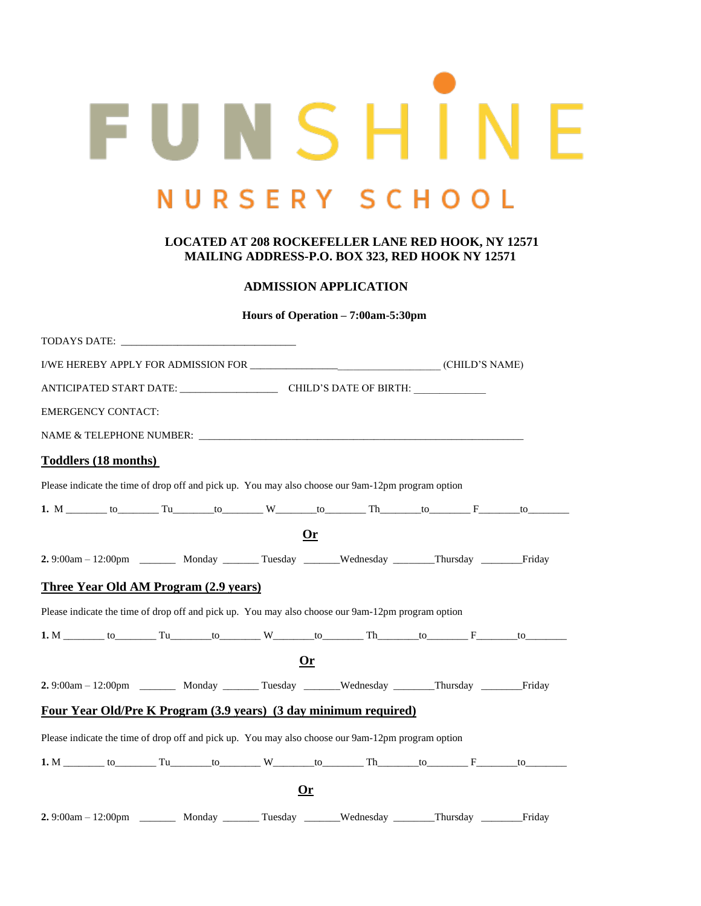# FUNSHINE

## NURSERY SCHOOL

**LOCATED AT 208 ROCKEFELLER LANE RED HOOK, NY 12571**
**MAILING ADDRESS-P.O. BOX 323, RED HOOK NY 12571**

**ADMISSION APPLICATION**

**Hours of Operation – 7:00am-5:30pm**

TODAYS DATE: ________________________________

I/WE HEREBY APPLY FOR ADMISSION FOR ____________________________________ (CHILD'S NAME)

ANTICIPATED START DATE: __________________ CHILD'S DATE OF BIRTH: _____________

EMERGENCY CONTACT:

NAME & TELEPHONE NUMBER: ______________________________________________________________

### Toddlers (18 months)

Please indicate the time of drop off and pick up. You may also choose our 9am-12pm program option

**1.** M _______ to_______ Tu_______to_______ W_______to_______ Th_______to_______ F_______to_______

**Or**

**2.** 9:00am – 12:00pm _______ Monday _______ Tuesday _______Wednesday _______Thursday _______Friday

### Three Year Old AM Program (2.9 years)

Please indicate the time of drop off and pick up. You may also choose our 9am-12pm program option

**1.** M _______ to_______ Tu_______to_______ W_______to_______ Th_______to_______ F_______to_______

**Or**

**2.** 9:00am – 12:00pm _______ Monday _______ Tuesday _______Wednesday _______Thursday _______Friday

### Four Year Old/Pre K Program (3.9 years) (3 day minimum required)

Please indicate the time of drop off and pick up. You may also choose our 9am-12pm program option

**1.** M _______ to_______ Tu_______to_______ W_______to_______ Th_______to_______ F_______to_______

**Or**

**2.** 9:00am – 12:00pm _______ Monday _______ Tuesday _______Wednesday _______Thursday _______Friday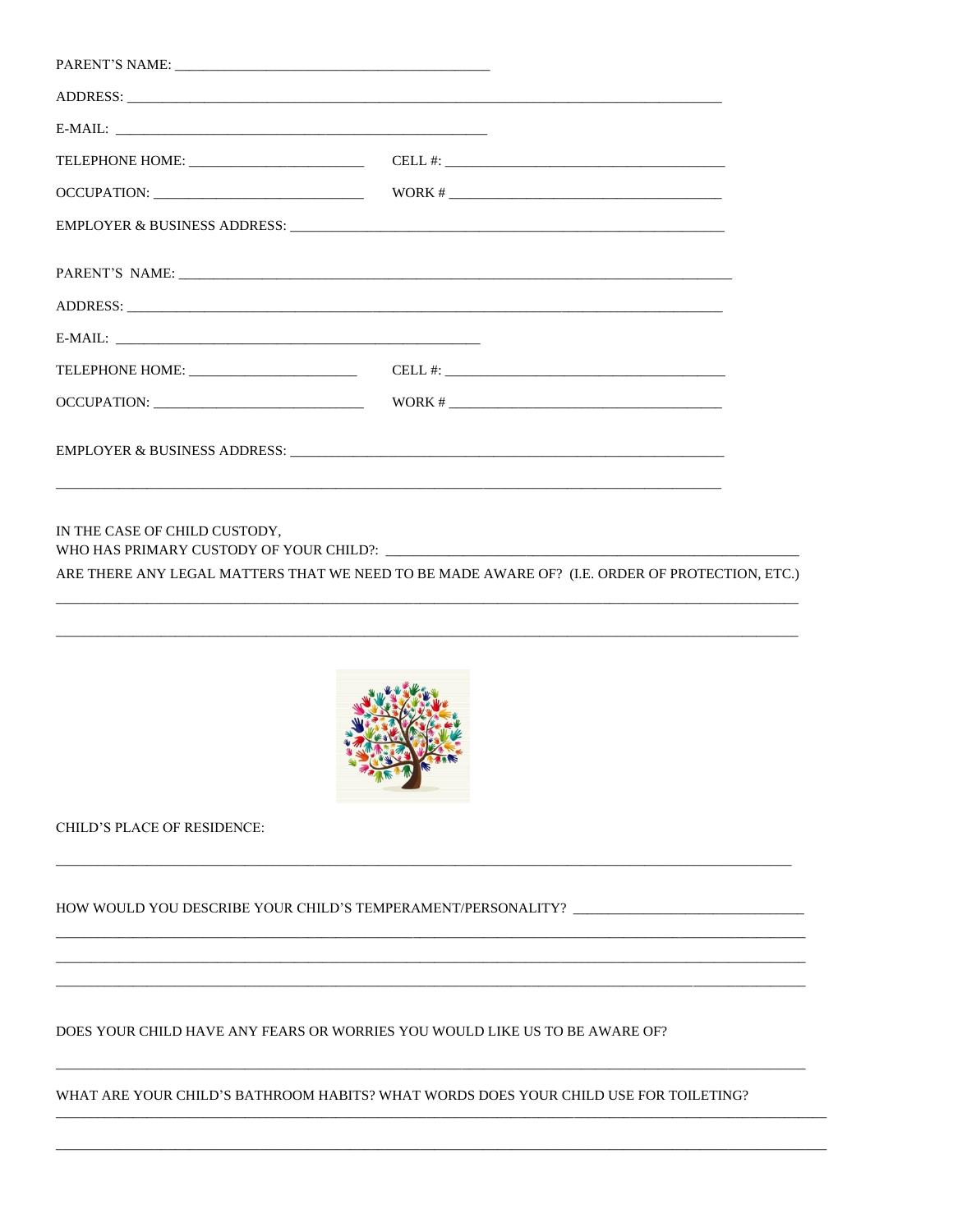PARENT'S NAME: _______________________________________________

ADDRESS: ____________________________________________________________________________________

E-MAIL: _______________________________________________________

TELEPHONE HOME: __________________________ CELL #: _________________________________________

OCCUPATION: _______________________________ WORK # _________________________________________

EMPLOYER & BUSINESS ADDRESS: _____________________________________________________________

PARENT'S NAME: ______________________________________________________________________________

ADDRESS: ____________________________________________________________________________________

E-MAIL: _______________________________________________________

TELEPHONE HOME: __________________________ CELL #: _________________________________________

OCCUPATION: _______________________________ WORK # _________________________________________

EMPLOYER & BUSINESS ADDRESS: _____________________________________________________________

_____________________________________________________________________________________________

IN THE CASE OF CHILD CUSTODY,
WHO HAS PRIMARY CUSTODY OF YOUR CHILD?: ____________________________________________________

ARE THERE ANY LEGAL MATTERS THAT WE NEED TO BE MADE AWARE OF? (I.E. ORDER OF PROTECTION, ETC.)

_____________________________________________________________________________________________

_____________________________________________________________________________________________

CHILD'S PLACE OF RESIDENCE:

_____________________________________________________________________________________________

HOW WOULD YOU DESCRIBE YOUR CHILD'S TEMPERAMENT/PERSONALITY? ________________________________

_____________________________________________________________________________________________

_____________________________________________________________________________________________

_____________________________________________________________________________________________

DOES YOUR CHILD HAVE ANY FEARS OR WORRIES YOU WOULD LIKE US TO BE AWARE OF?

_____________________________________________________________________________________________

WHAT ARE YOUR CHILD'S BATHROOM HABITS? WHAT WORDS DOES YOUR CHILD USE FOR TOILETING?

_____________________________________________________________________________________________

_____________________________________________________________________________________________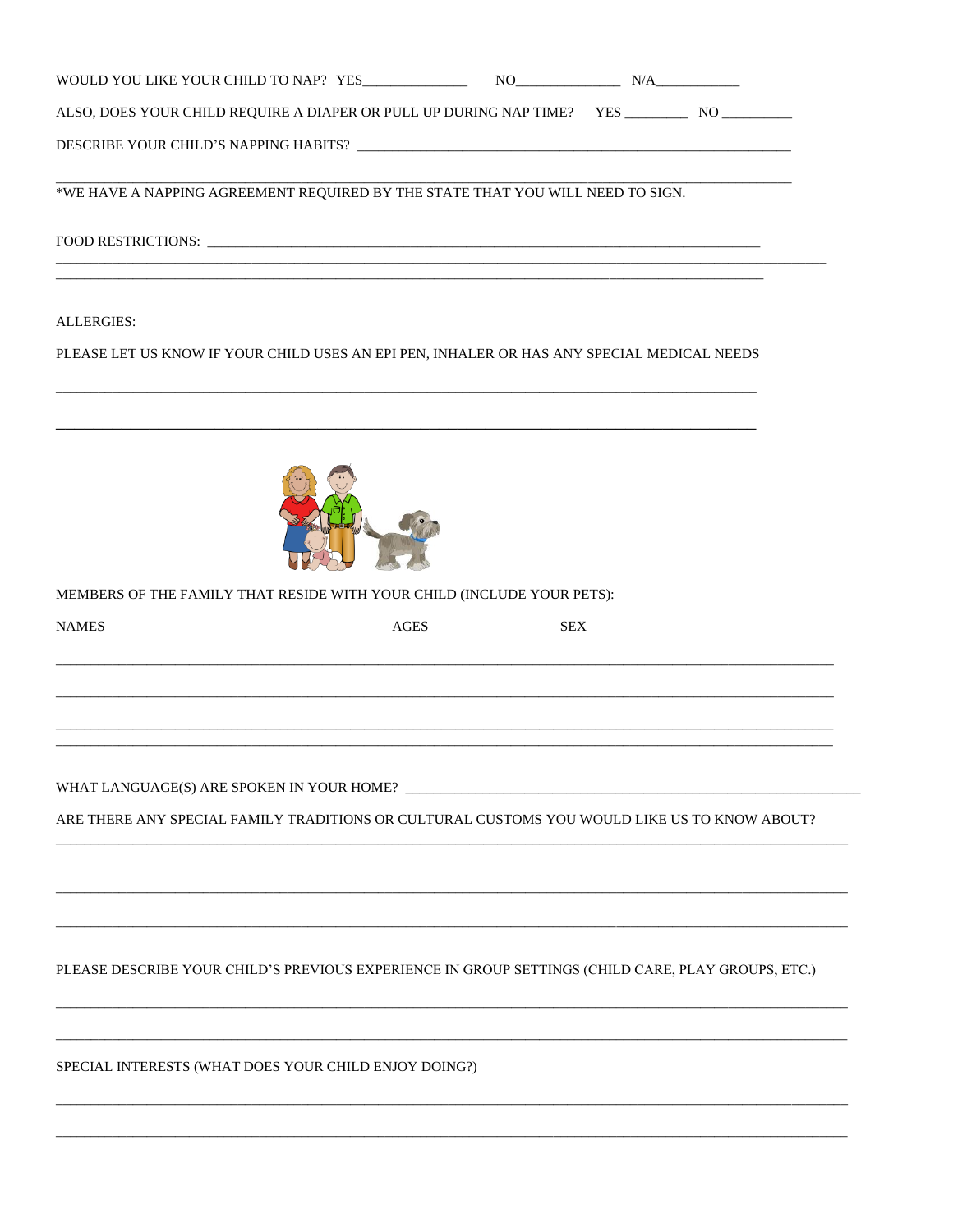WOULD YOU LIKE YOUR CHILD TO NAP? YES______________ NO______________ N/A___________

ALSO, DOES YOUR CHILD REQUIRE A DIAPER OR PULL UP DURING NAP TIME? YES ________ NO _________

DESCRIBE YOUR CHILD'S NAPPING HABITS? ___________________________________________________________

_____________________________________________________________________________________________

*WE HAVE A NAPPING AGREEMENT REQUIRED BY THE STATE THAT YOU WILL NEED TO SIGN.

FOOD RESTRICTIONS: ___________________________________________________________________________

_____________________________________________________________________________________________

_____________________________________________________________________________________________

ALLERGIES:

PLEASE LET US KNOW IF YOUR CHILD USES AN EPI PEN, INHALER OR HAS ANY SPECIAL MEDICAL NEEDS

_____________________________________________________________________________________________

_____________________________________________________________________________________________

MEMBERS OF THE FAMILY THAT RESIDE WITH YOUR CHILD (INCLUDE YOUR PETS):

| NAMES | AGES | SEX |
|---|---|---|
| | | |
| | | |
| | | |
| | | |

WHAT LANGUAGE(S) ARE SPOKEN IN YOUR HOME? ____________________________________________________

ARE THERE ANY SPECIAL FAMILY TRADITIONS OR CULTURAL CUSTOMS YOU WOULD LIKE US TO KNOW ABOUT?

_____________________________________________________________________________________________

_____________________________________________________________________________________________

_____________________________________________________________________________________________

PLEASE DESCRIBE YOUR CHILD'S PREVIOUS EXPERIENCE IN GROUP SETTINGS (CHILD CARE, PLAY GROUPS, ETC.)

_____________________________________________________________________________________________

_____________________________________________________________________________________________

SPECIAL INTERESTS (WHAT DOES YOUR CHILD ENJOY DOING?)

_____________________________________________________________________________________________

_____________________________________________________________________________________________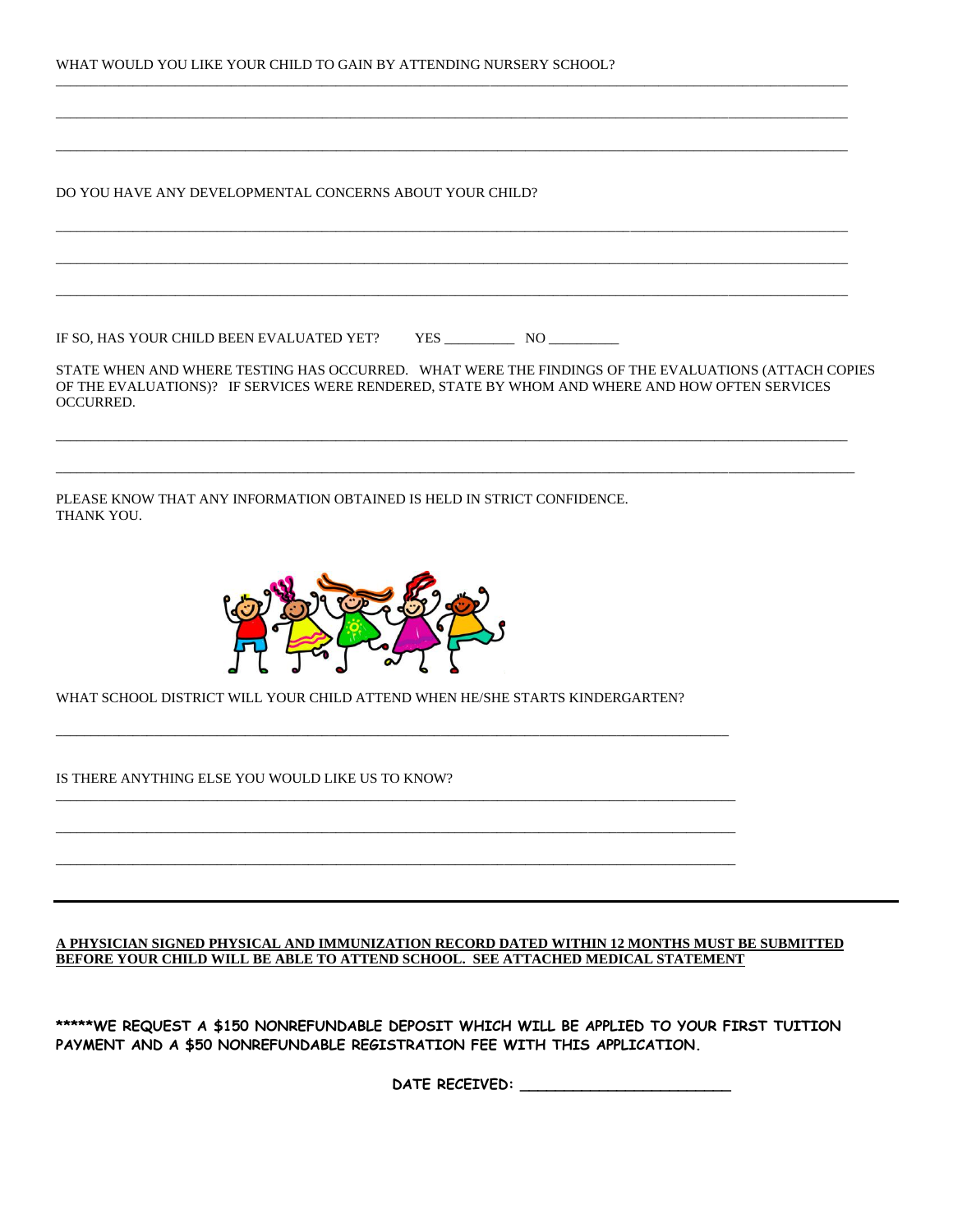WHAT WOULD YOU LIKE YOUR CHILD TO GAIN BY ATTENDING NURSERY SCHOOL?

______________________________________________________________________________________________

______________________________________________________________________________________________

______________________________________________________________________________________________

DO YOU HAVE ANY DEVELOPMENTAL CONCERNS ABOUT YOUR CHILD?

______________________________________________________________________________________________

______________________________________________________________________________________________

______________________________________________________________________________________________

IF SO, HAS YOUR CHILD BEEN EVALUATED YET? YES __________ NO __________

STATE WHEN AND WHERE TESTING HAS OCCURRED. WHAT WERE THE FINDINGS OF THE EVALUATIONS (ATTACH COPIES OF THE EVALUATIONS)? IF SERVICES WERE RENDERED, STATE BY WHOM AND WHERE AND HOW OFTEN SERVICES OCCURRED.

______________________________________________________________________________________________

______________________________________________________________________________________________

PLEASE KNOW THAT ANY INFORMATION OBTAINED IS HELD IN STRICT CONFIDENCE.
THANK YOU.

WHAT SCHOOL DISTRICT WILL YOUR CHILD ATTEND WHEN HE/SHE STARTS KINDERGARTEN?

______________________________________________________________________________

IS THERE ANYTHING ELSE YOU WOULD LIKE US TO KNOW?

______________________________________________________________________________

______________________________________________________________________________

______________________________________________________________________________

---

**A PHYSICIAN SIGNED PHYSICAL AND IMMUNIZATION RECORD DATED WITHIN 12 MONTHS MUST BE SUBMITTED BEFORE YOUR CHILD WILL BE ABLE TO ATTEND SCHOOL. SEE ATTACHED MEDICAL STATEMENT**

**\*\*\*\*\*WE REQUEST A $150 NONREFUNDABLE DEPOSIT WHICH WILL BE APPLIED TO YOUR FIRST TUITION PAYMENT AND A $50 NONREFUNDABLE REGISTRATION FEE WITH THIS APPLICATION.**

**DATE RECEIVED: _______________________**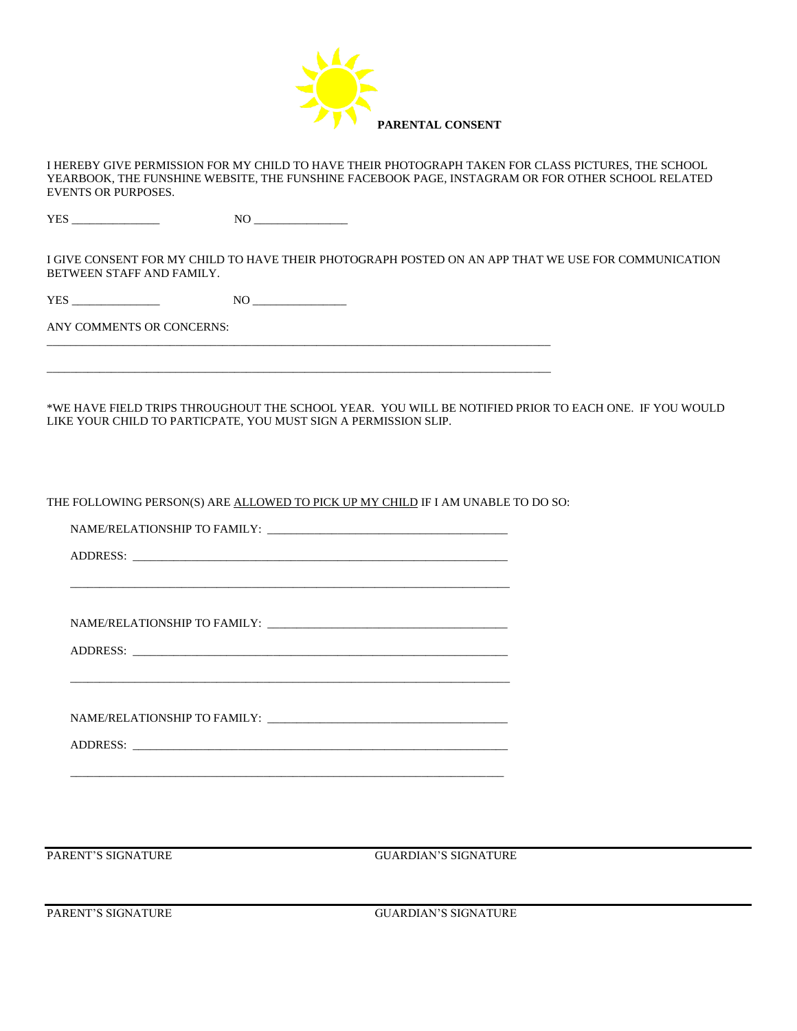**PARENTAL CONSENT**

I HEREBY GIVE PERMISSION FOR MY CHILD TO HAVE THEIR PHOTOGRAPH TAKEN FOR CLASS PICTURES, THE SCHOOL YEARBOOK, THE FUNSHINE WEBSITE, THE FUNSHINE FACEBOOK PAGE, INSTAGRAM OR FOR OTHER SCHOOL RELATED EVENTS OR PURPOSES.

YES _______________ NO ________________

I GIVE CONSENT FOR MY CHILD TO HAVE THEIR PHOTOGRAPH POSTED ON AN APP THAT WE USE FOR COMMUNICATION BETWEEN STAFF AND FAMILY.

YES _______________ NO ________________

ANY COMMENTS OR CONCERNS:

_________________________________________________________________________________________

_________________________________________________________________________________________

*WE HAVE FIELD TRIPS THROUGHOUT THE SCHOOL YEAR. YOU WILL BE NOTIFIED PRIOR TO EACH ONE. IF YOU WOULD LIKE YOUR CHILD TO PARTICPATE, YOU MUST SIGN A PERMISSION SLIP.

THE FOLLOWING PERSON(S) ARE <u>ALLOWED TO PICK UP MY CHILD</u> IF I AM UNABLE TO DO SO:

NAME/RELATIONSHIP TO FAMILY: ________________________________________

ADDRESS: ________________________________________________________________

_____________________________________________________________________________

NAME/RELATIONSHIP TO FAMILY: ________________________________________

ADDRESS: ________________________________________________________________

_____________________________________________________________________________

NAME/RELATIONSHIP TO FAMILY: ________________________________________

ADDRESS: ________________________________________________________________

_____________________________________________________________________________

PARENT'S SIGNATURE GUARDIAN'S SIGNATURE

PARENT'S SIGNATURE GUARDIAN'S SIGNATURE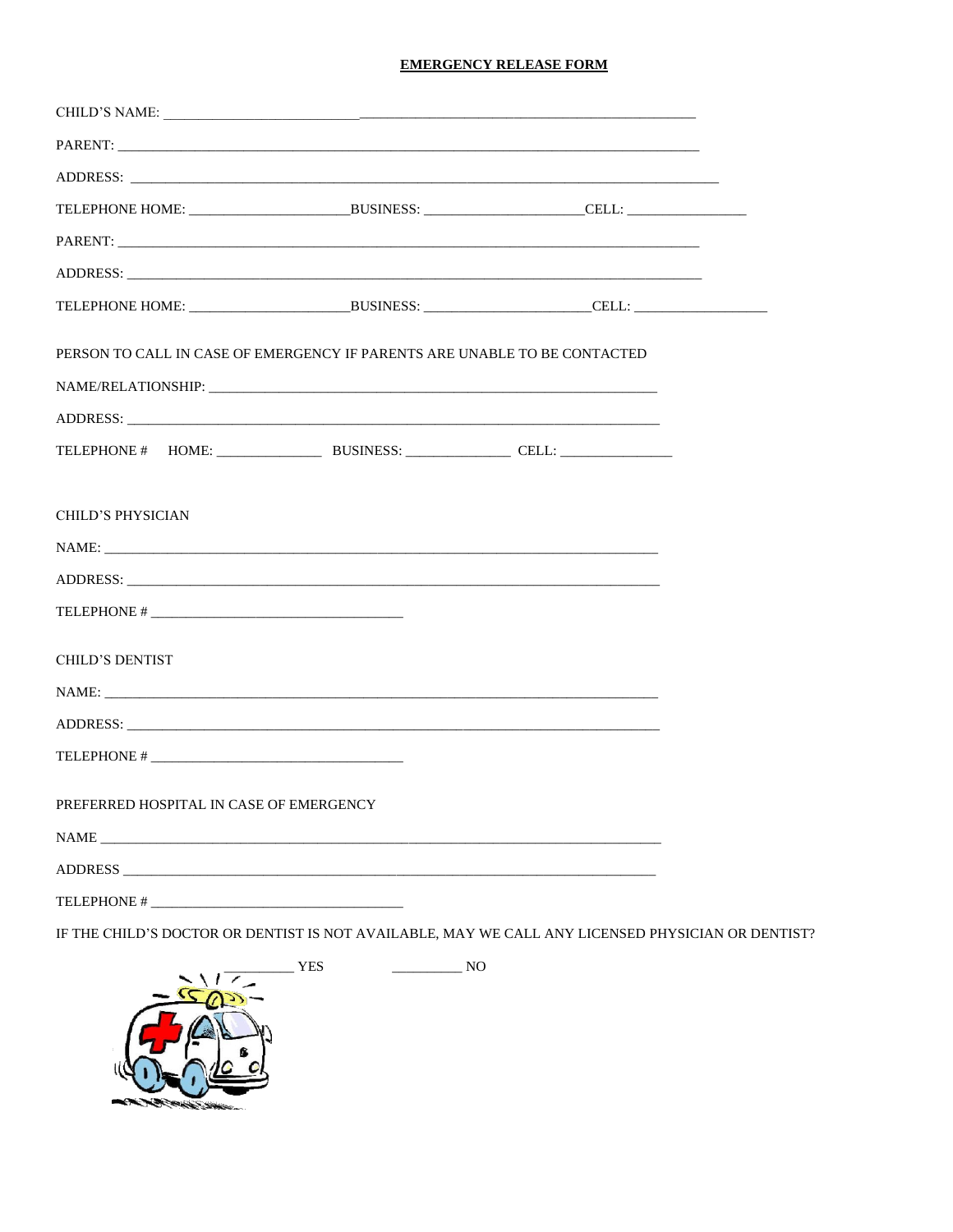# EMERGENCY RELEASE FORM

CHILD'S NAME: ____________________________________________________________

PARENT: ____________________________________________________________

ADDRESS: ____________________________________________________________

TELEPHONE HOME: ____________________BUSINESS: ____________________CELL: ______________

PARENT: ____________________________________________________________

ADDRESS: ____________________________________________________________

TELEPHONE HOME: ____________________BUSINESS: ____________________CELL: ________________

PERSON TO CALL IN CASE OF EMERGENCY IF PARENTS ARE UNABLE TO BE CONTACTED

NAME/RELATIONSHIP: ______________________________________________________

ADDRESS: ____________________________________________________________

TELEPHONE # HOME: _____________ BUSINESS: _____________ CELL: ______________

CHILD'S PHYSICIAN

NAME: ____________________________________________________________

ADDRESS: ____________________________________________________________

TELEPHONE # ______________________________

CHILD'S DENTIST

NAME: ____________________________________________________________

ADDRESS: ____________________________________________________________

TELEPHONE # ______________________________

PREFERRED HOSPITAL IN CASE OF EMERGENCY

NAME ____________________________________________________________

ADDRESS ____________________________________________________________

TELEPHONE # ______________________________

IF THE CHILD'S DOCTOR OR DENTIST IS NOT AVAILABLE, MAY WE CALL ANY LICENSED PHYSICIAN OR DENTIST?

_________ YES _________ NO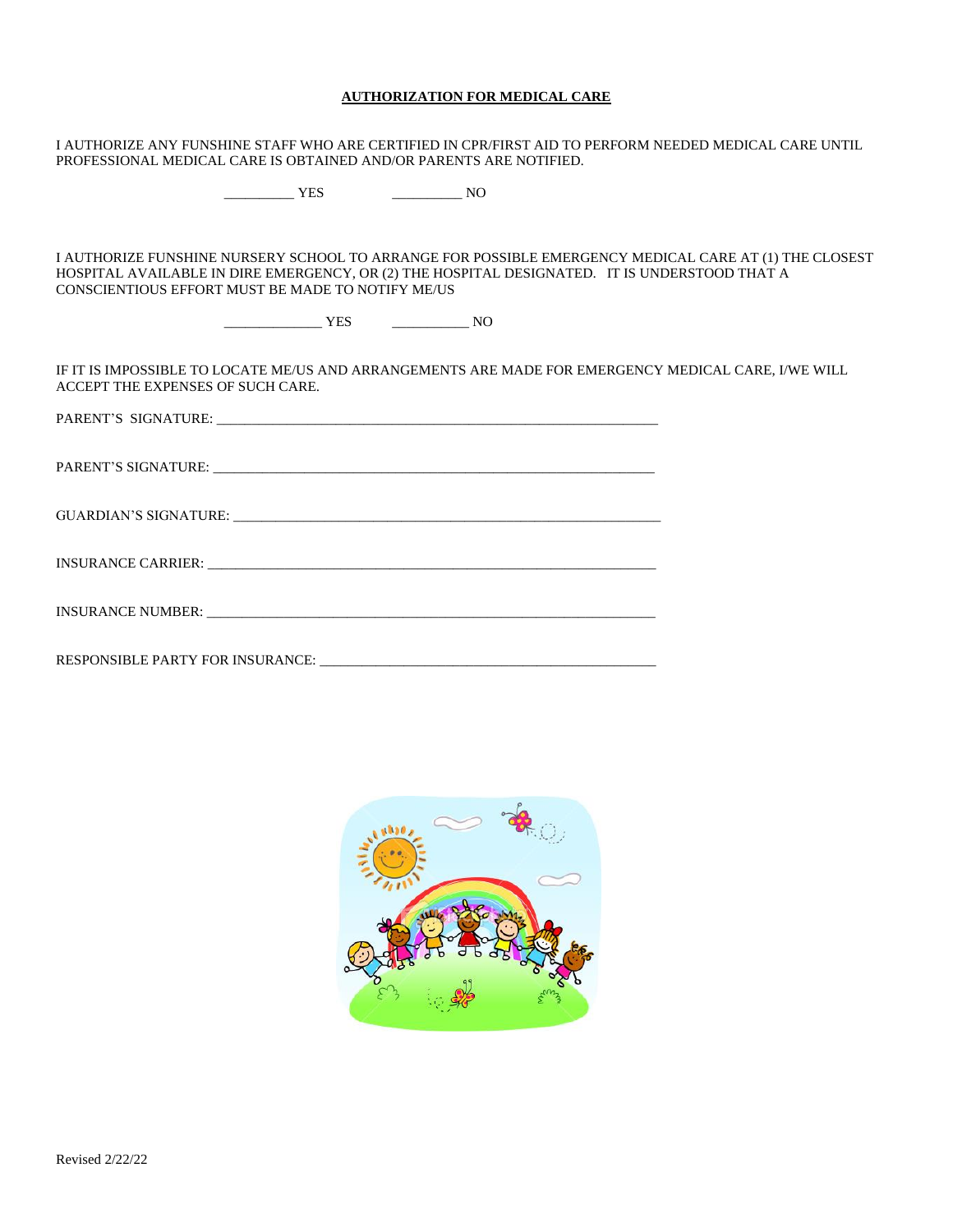## AUTHORIZATION FOR MEDICAL CARE

I AUTHORIZE ANY FUNSHINE STAFF WHO ARE CERTIFIED IN CPR/FIRST AID TO PERFORM NEEDED MEDICAL CARE UNTIL PROFESSIONAL MEDICAL CARE IS OBTAINED AND/OR PARENTS ARE NOTIFIED.

__________ YES          __________ NO

I AUTHORIZE FUNSHINE NURSERY SCHOOL TO ARRANGE FOR POSSIBLE EMERGENCY MEDICAL CARE AT (1) THE CLOSEST HOSPITAL AVAILABLE IN DIRE EMERGENCY, OR (2) THE HOSPITAL DESIGNATED. IT IS UNDERSTOOD THAT A CONSCIENTIOUS EFFORT MUST BE MADE TO NOTIFY ME/US

______________ YES          ___________ NO

IF IT IS IMPOSSIBLE TO LOCATE ME/US AND ARRANGEMENTS ARE MADE FOR EMERGENCY MEDICAL CARE, I/WE WILL ACCEPT THE EXPENSES OF SUCH CARE.

PARENT'S SIGNATURE: ___________________________________________________________________

PARENT'S SIGNATURE: ___________________________________________________________________

GUARDIAN'S SIGNATURE: _________________________________________________________________

INSURANCE CARRIER: ___________________________________________________________________

INSURANCE NUMBER: ___________________________________________________________________

RESPONSIBLE PARTY FOR INSURANCE: ___________________________________________________

Revised 2/22/22